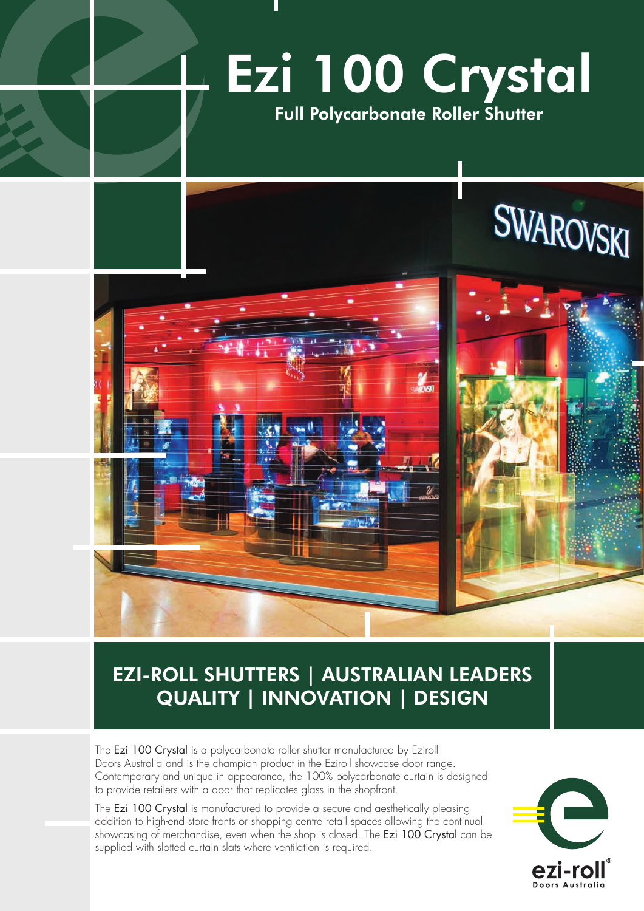# Ezi 100 Crystal

## Full Polycarbonate Roller Shutter

## EZI-ROLL SHUTTERS | AUSTRALIAN LEADERS QUALITY | INNOVATION | DESIGN

The Ezi 100 Crystal is a polycarbonate roller shutter manufactured by Eziroll Doors Australia and is the champion product in the Eziroll showcase door range. Contemporary and unique in appearance, the 100% polycarbonate curtain is designed to provide retailers with a door that replicates glass in the shopfront.

The Ezi 100 Crystal is manufactured to provide a secure and aesthetically pleasing addition to high-end store fronts or shopping centre retail spaces allowing the continual showcasing of merchandise, even when the shop is closed. The Ezi 100 Crystal can be supplied with slotted curtain slats where ventilation is required.

ezi-roll®
Doors Australia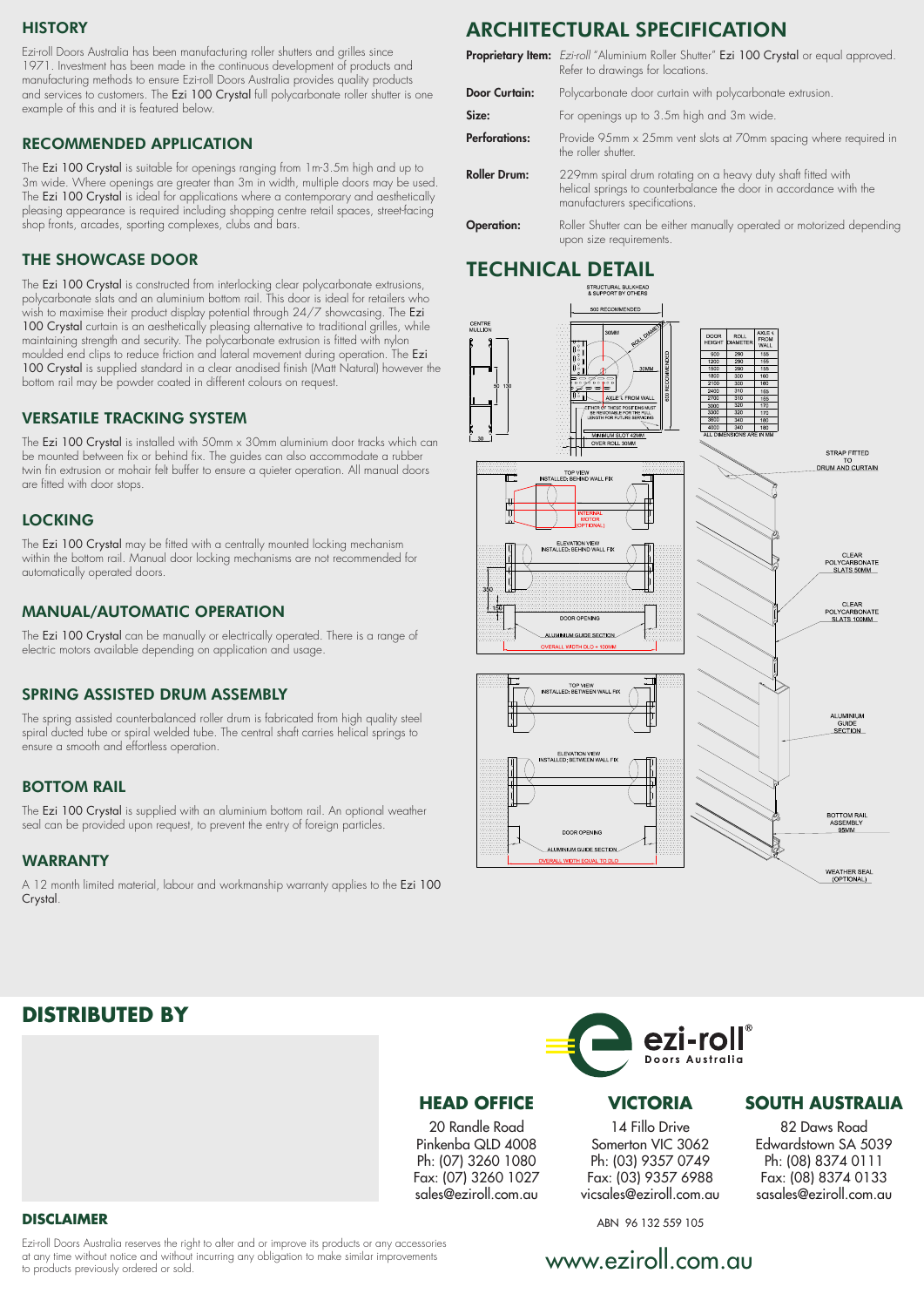## HISTORY

Ezi-roll Doors Australia has been manufacturing roller shutters and grilles since 1971. Investment has been made in the continuous development of products and manufacturing methods to ensure Ezi-roll Doors Australia provides quality products and services to customers. The Ezi 100 Crystal full polycarbonate roller shutter is one example of this and it is featured below.

## RECOMMENDED APPLICATION

The Ezi 100 Crystal is suitable for openings ranging from 1m-3.5m high and up to 3m wide. Where openings are greater than 3m in width, multiple doors may be used. The Ezi 100 Crystal is ideal for applications where a contemporary and aesthetically pleasing appearance is required including shopping centre retail spaces, street-facing shop fronts, arcades, sporting complexes, clubs and bars.

## THE SHOWCASE DOOR

The Ezi 100 Crystal is constructed from interlocking clear polycarbonate extrusions, polycarbonate slats and an aluminium bottom rail. This door is ideal for retailers who wish to maximise their product display potential through 24/7 showcasing. The Ezi 100 Crystal curtain is an aesthetically pleasing alternative to traditional grilles, while maintaining strength and security. The polycarbonate extrusion is fitted with nylon moulded end clips to reduce friction and lateral movement during operation. The Ezi 100 Crystal is supplied standard in a clear anodised finish (Matt Natural) however the bottom rail may be powder coated in different colours on request.

## VERSATILE TRACKING SYSTEM

The Ezi 100 Crystal is installed with 50mm x 30mm aluminium door tracks which can be mounted between fix or behind fix. The guides can also accommodate a rubber twin fin extrusion or mohair felt buffer to ensure a quieter operation. All manual doors are fitted with door stops.

## LOCKING

The Ezi 100 Crystal may be fitted with a centrally mounted locking mechanism within the bottom rail. Manual door locking mechanisms are not recommended for automatically operated doors.

## MANUAL/AUTOMATIC OPERATION

The Ezi 100 Crystal can be manually or electrically operated. There is a range of electric motors available depending on application and usage.

## SPRING ASSISTED DRUM ASSEMBLY

The spring assisted counterbalanced roller drum is fabricated from high quality steel spiral ducted tube or spiral welded tube. The central shaft carries helical springs to ensure a smooth and effortless operation.

## BOTTOM RAIL

The Ezi 100 Crystal is supplied with an aluminium bottom rail. An optional weather seal can be provided upon request, to prevent the entry of foreign particles.

## WARRANTY

A 12 month limited material, labour and workmanship warranty applies to the Ezi 100 Crystal.

## ARCHITECTURAL SPECIFICATION

| | |
|---|---|
| **Proprietary Item:** | *Ezi-roll* "Aluminium Roller Shutter" Ezi 100 Crystal or equal approved. Refer to drawings for locations. |
| **Door Curtain:** | Polycarbonate door curtain with polycarbonate extrusion. |
| **Size:** | For openings up to 3.5m high and 3m wide. |
| **Perforations:** | Provide 95mm x 25mm vent slots at 70mm spacing where required in the roller shutter. |
| **Roller Drum:** | 229mm spiral drum rotating on a heavy duty shaft fitted with helical springs to counterbalance the door in accordance with the manufacturers specifications. |
| **Operation:** | Roller Shutter can be either manually operated or motorized depending upon size requirements. |

## TECHNICAL DETAIL

STRUCTURAL BULKHEAD & SUPPORT BY OTHERS

500 RECOMMENDED

CENTRE MULLION

30MM

ROLL DIAMETER

30MM

450 RECOMMENDED

AXLE ℄ FROM WALL

EITHER OF THESE POSITIONS MUST BE REMOVABLE FOR THE FULL LENGTH FOR FUTURE SERVICING

MINIMUM SLOT 42MM OVER ROLL 30MM

50 100

30

| DOOR HEIGHT | ROLL DIAMETER | AXLE ℄ FROM WALL |
|---|---|---|
| 900 | 280 | 155 |
| 1200 | 290 | 155 |
| 1500 | 290 | 155 |
| 1800 | 300 | 160 |
| 2100 | 300 | 160 |
| 2400 | 310 | 165 |
| 2700 | 310 | 165 |
| 3000 | 320 | 170 |
| 3300 | 320 | 170 |
| 3600 | 340 | 180 |
| 4000 | 340 | 180 |

ALL DIMENSIONS ARE IN MM

TOP VIEW INSTALLED: BEHIND WALL FIX

INTERNAL MOTOR (OPTIONAL)

ELEVATION VIEW INSTALLED: BEHIND WALL FIX

350

150

DOOR OPENING

ALUMINIUM GUIDE SECTION

OVERALL WIDTH DLO + 100MM

TOP VIEW INSTALLED: BETWEEN WALL FIX

ELEVATION VIEW INSTALLED: BETWEEN WALL FIX

DOOR OPENING

ALUMINIUM GUIDE SECTION

OVERALL WIDTH EQUAL TO DLO

STRAP FITTED TO DRUM AND CURTAIN

CLEAR POLYCARBONATE SLATS 50MM

CLEAR POLYCARBONATE SLATS 100MM

ALUMINIUM GUIDE SECTION

BOTTOM RAIL ASSEMBLY 95MM

WEATHER SEAL (OPTIONAL)

## DISTRIBUTED BY

ezi-roll® Doors Australia

### HEAD OFFICE

20 Randle Road
Pinkenba QLD 4008
Ph: (07) 3260 1080
Fax: (07) 3260 1027
sales@eziroll.com.au

### VICTORIA

14 Fillo Drive
Somerton VIC 3062
Ph: (03) 9357 0749
Fax: (03) 9357 6988
vicsales@eziroll.com.au

### SOUTH AUSTRALIA

82 Daws Road
Edwardstown SA 5039
Ph: (08) 8374 0111
Fax: (08) 8374 0133
sasales@eziroll.com.au

ABN 96 132 559 105

www.eziroll.com.au

## DISCLAIMER

Ezi-roll Doors Australia reserves the right to alter and or improve its products or any accessories at any time without notice and without incurring any obligation to make similar improvements to products previously ordered or sold.